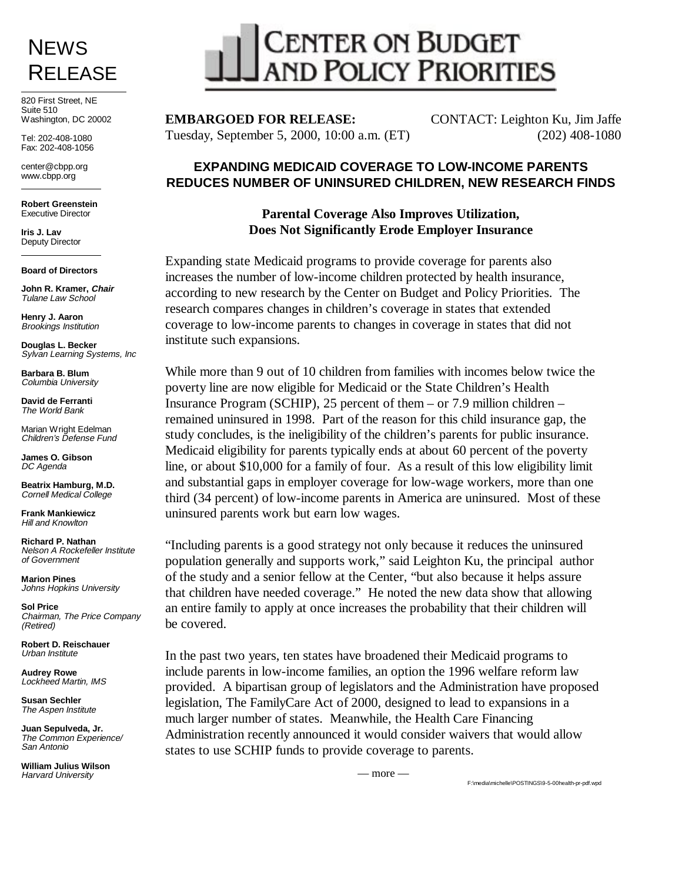# NEWS RELEASE

820 First Street, NE
Suite 510
Washington, DC 20002

Tel: 202-408-1080
Fax: 202-408-1056

center@cbpp.org
www.cbpp.org

**Robert Greenstein**
Executive Director

**Iris J. Lav**
Deputy Director

**Board of Directors**

**John R. Kramer,** ***Chair***
*Tulane Law School*

**Henry J. Aaron**
*Brookings Institution*

**Douglas L. Becker**
*Sylvan Learning Systems, Inc*

**Barbara B. Blum**
*Columbia University*

**David de Ferranti**
*The World Bank*

Marian Wright Edelman
*Children's Defense Fund*

**James O. Gibson**
*DC Agenda*

**Beatrix Hamburg, M.D.**
*Cornell Medical College*

**Frank Mankiewicz**
*Hill and Knowlton*

**Richard P. Nathan**
*Nelson A Rockefeller Institute of Government*

**Marion Pines**
*Johns Hopkins University*

**Sol Price**
*Chairman, The Price Company (Retired)*

**Robert D. Reischauer**
*Urban Institute*

**Audrey Rowe**
*Lockheed Martin, IMS*

**Susan Sechler**
*The Aspen Institute*

**Juan Sepulveda, Jr.**
*The Common Experience/ San Antonio*

**William Julius Wilson**
*Harvard University*

# CENTER ON BUDGET AND POLICY PRIORITIES

**EMBARGOED FOR RELEASE:**
Tuesday, September 5, 2000, 10:00 a.m. (ET)

CONTACT: Leighton Ku, Jim Jaffe
(202) 408-1080

## EXPANDING MEDICAID COVERAGE TO LOW-INCOME PARENTS REDUCES NUMBER OF UNINSURED CHILDREN, NEW RESEARCH FINDS

### Parental Coverage Also Improves Utilization, Does Not Significantly Erode Employer Insurance

Expanding state Medicaid programs to provide coverage for parents also increases the number of low-income children protected by health insurance, according to new research by the Center on Budget and Policy Priorities. The research compares changes in children's coverage in states that extended coverage to low-income parents to changes in coverage in states that did not institute such expansions.

While more than 9 out of 10 children from families with incomes below twice the poverty line are now eligible for Medicaid or the State Children's Health Insurance Program (SCHIP), 25 percent of them – or 7.9 million children – remained uninsured in 1998. Part of the reason for this child insurance gap, the study concludes, is the ineligibility of the children's parents for public insurance. Medicaid eligibility for parents typically ends at about 60 percent of the poverty line, or about $10,000 for a family of four. As a result of this low eligibility limit and substantial gaps in employer coverage for low-wage workers, more than one third (34 percent) of low-income parents in America are uninsured. Most of these uninsured parents work but earn low wages.

"Including parents is a good strategy not only because it reduces the uninsured population generally and supports work," said Leighton Ku, the principal author of the study and a senior fellow at the Center, "but also because it helps assure that children have needed coverage." He noted the new data show that allowing an entire family to apply at once increases the probability that their children will be covered.

In the past two years, ten states have broadened their Medicaid programs to include parents in low-income families, an option the 1996 welfare reform law provided. A bipartisan group of legislators and the Administration have proposed legislation, The FamilyCare Act of 2000, designed to lead to expansions in a much larger number of states. Meanwhile, the Health Care Financing Administration recently announced it would consider waivers that would allow states to use SCHIP funds to provide coverage to parents.

— more —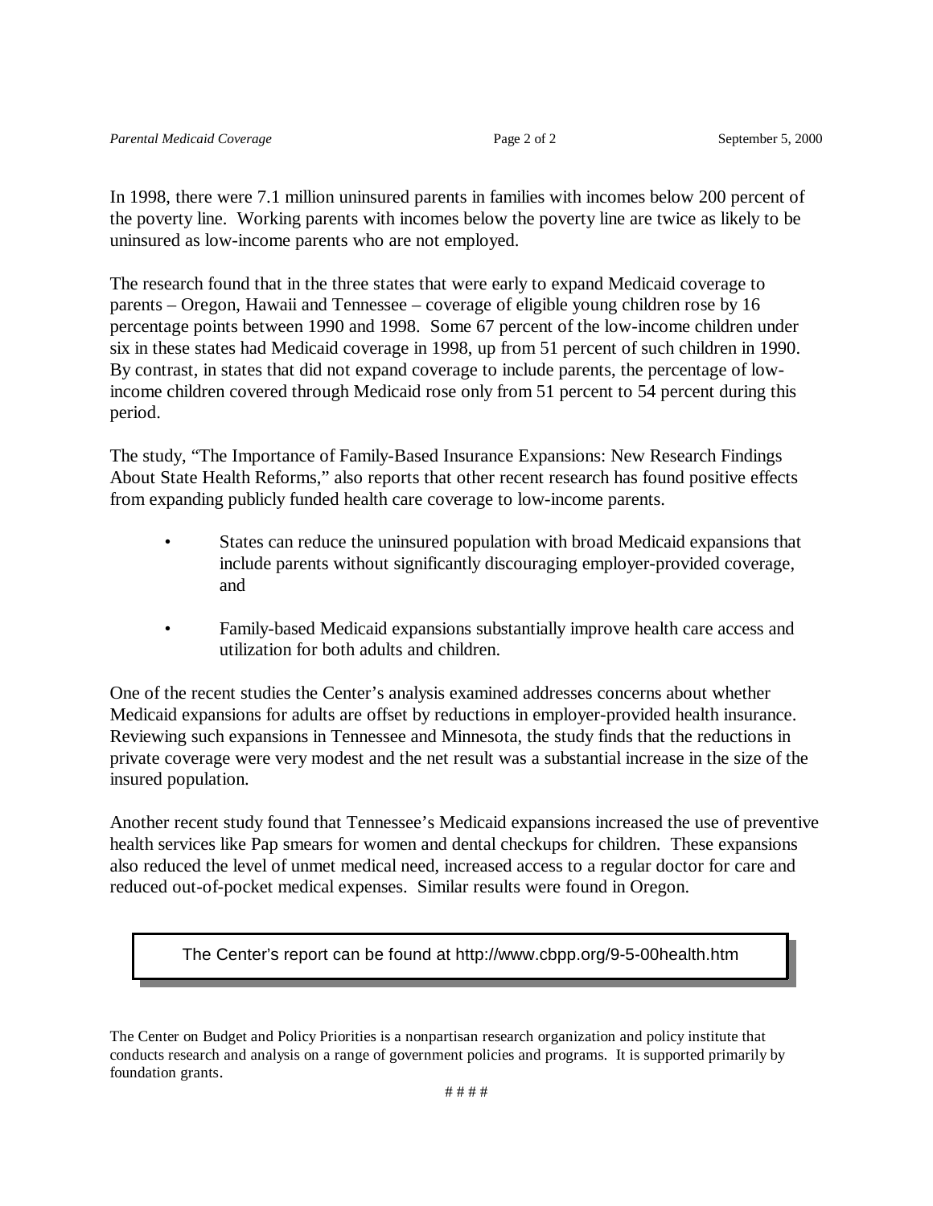In 1998, there were 7.1 million uninsured parents in families with incomes below 200 percent of the poverty line. Working parents with incomes below the poverty line are twice as likely to be uninsured as low-income parents who are not employed.

The research found that in the three states that were early to expand Medicaid coverage to parents – Oregon, Hawaii and Tennessee – coverage of eligible young children rose by 16 percentage points between 1990 and 1998. Some 67 percent of the low-income children under six in these states had Medicaid coverage in 1998, up from 51 percent of such children in 1990. By contrast, in states that did not expand coverage to include parents, the percentage of low-income children covered through Medicaid rose only from 51 percent to 54 percent during this period.

The study, "The Importance of Family-Based Insurance Expansions: New Research Findings About State Health Reforms," also reports that other recent research has found positive effects from expanding publicly funded health care coverage to low-income parents.

- States can reduce the uninsured population with broad Medicaid expansions that include parents without significantly discouraging employer-provided coverage, and

- Family-based Medicaid expansions substantially improve health care access and utilization for both adults and children.

One of the recent studies the Center's analysis examined addresses concerns about whether Medicaid expansions for adults are offset by reductions in employer-provided health insurance. Reviewing such expansions in Tennessee and Minnesota, the study finds that the reductions in private coverage were very modest and the net result was a substantial increase in the size of the insured population.

Another recent study found that Tennessee's Medicaid expansions increased the use of preventive health services like Pap smears for women and dental checkups for children. These expansions also reduced the level of unmet medical need, increased access to a regular doctor for care and reduced out-of-pocket medical expenses. Similar results were found in Oregon.

The Center's report can be found at http://www.cbpp.org/9-5-00health.htm

The Center on Budget and Policy Priorities is a nonpartisan research organization and policy institute that conducts research and analysis on a range of government policies and programs. It is supported primarily by foundation grants.

# # # #